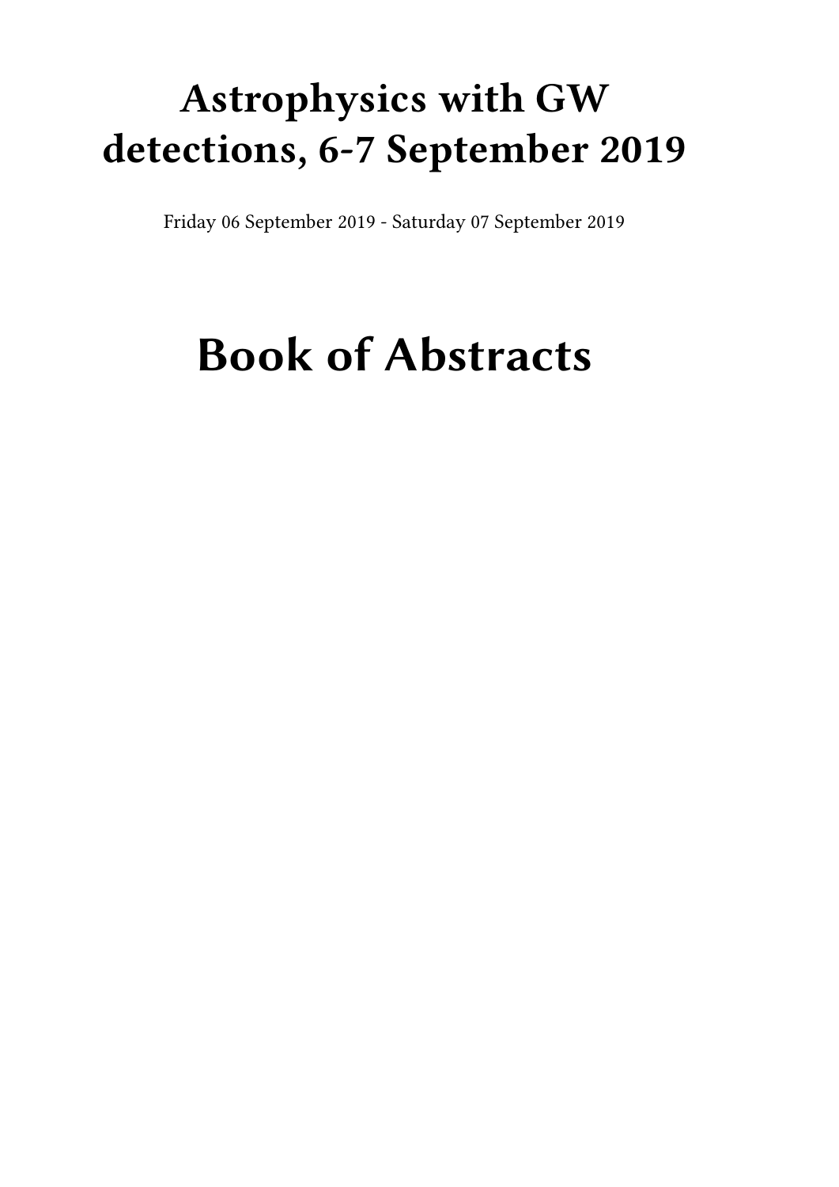# Astrophysics with GW detections, 6-7 September 2019

Friday 06 September 2019 - Saturday 07 September 2019

# Book of Abstracts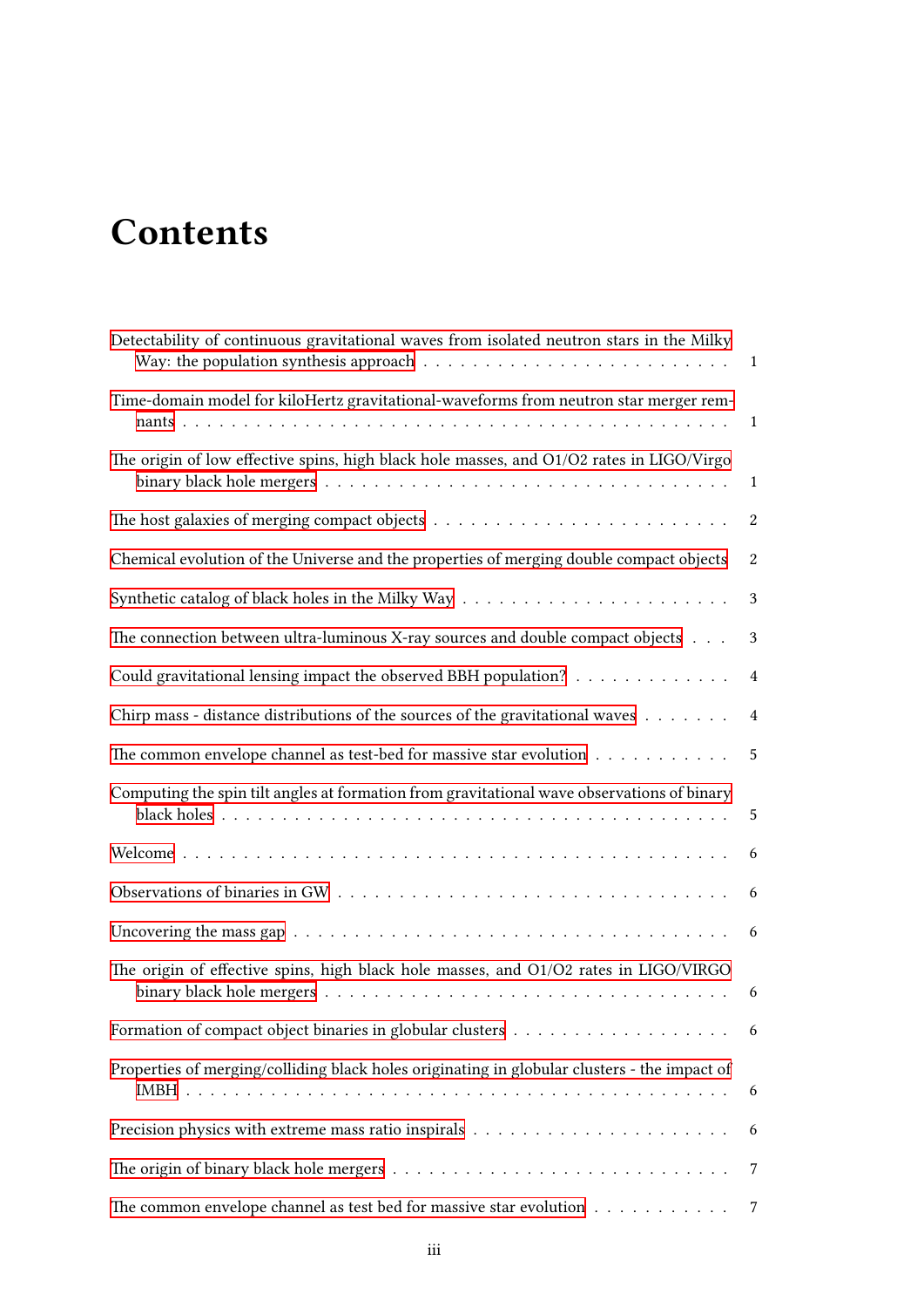# Contents

Detectability of continuous gravitational waves from isolated neutron stars in the Milky Way: the population synthesis approach . . . 1

Time-domain model for kiloHertz gravitational-waveforms from neutron star merger remnants . . . 1

The origin of low effective spins, high black hole masses, and O1/O2 rates in LIGO/Virgo binary black hole mergers . . . 1

The host galaxies of merging compact objects . . . 2

Chemical evolution of the Universe and the properties of merging double compact objects 2

Synthetic catalog of black holes in the Milky Way . . . 3

The connection between ultra-luminous X-ray sources and double compact objects . . . 3

Could gravitational lensing impact the observed BBH population? . . . 4

Chirp mass - distance distributions of the sources of the gravitational waves . . . 4

The common envelope channel as test-bed for massive star evolution . . . 5

Computing the spin tilt angles at formation from gravitational wave observations of binary black holes . . . 5

Welcome . . . 6

Observations of binaries in GW . . . 6

Uncovering the mass gap . . . 6

The origin of effective spins, high black hole masses, and O1/O2 rates in LIGO/VIRGO binary black hole mergers . . . 6

Formation of compact object binaries in globular clusters . . . 6

Properties of merging/colliding black holes originating in globular clusters - the impact of IMBH . . . 6

Precision physics with extreme mass ratio inspirals . . . 6

The origin of binary black hole mergers . . . 7

The common envelope channel as test bed for massive star evolution . . . 7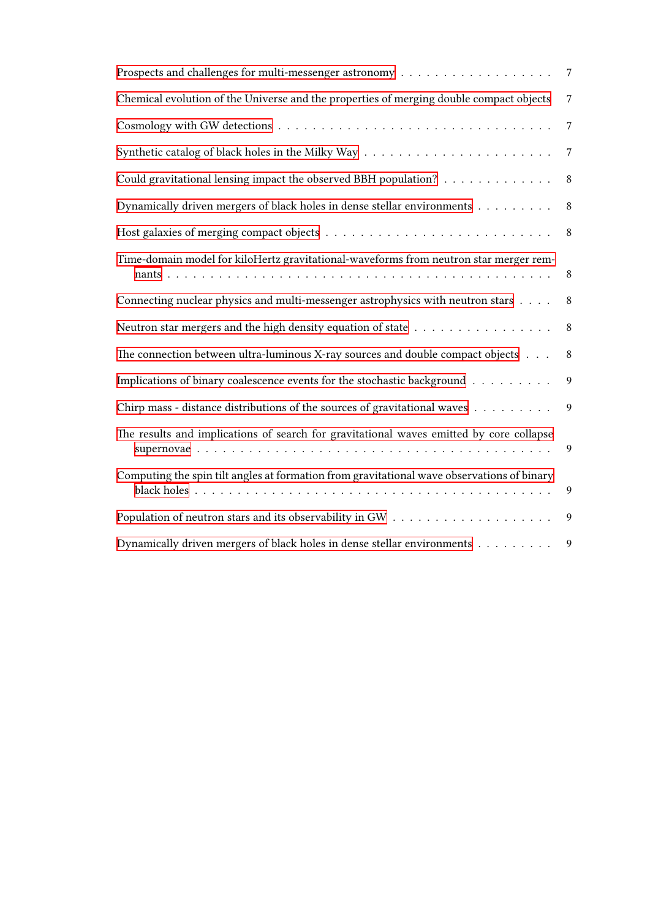- Prospects and challenges for multi-messenger astronomy . . . . . . . . . . . . . . . . . . 7
- Chemical evolution of the Universe and the properties of merging double compact objects 7
- Cosmology with GW detections . . . . . . . . . . . . . . . . . . . . . . . . . . . . . . 7
- Synthetic catalog of black holes in the Milky Way . . . . . . . . . . . . . . . . . . . . . 7
- Could gravitational lensing impact the observed BBH population? . . . . . . . . . . . . . 8
- Dynamically driven mergers of black holes in dense stellar environments . . . . . . . . . 8
- Host galaxies of merging compact objects . . . . . . . . . . . . . . . . . . . . . . . . . 8
- Time-domain model for kiloHertz gravitational-waveforms from neutron star merger remnants . . . . . . . . . . . . . . . . . . . . . . . . . . . . . . . . . . . . . . . . . 8
- Connecting nuclear physics and multi-messenger astrophysics with neutron stars . . . . 8
- Neutron star mergers and the high density equation of state . . . . . . . . . . . . . . . . 8
- The connection between ultra-luminous X-ray sources and double compact objects . . . 8
- Implications of binary coalescence events for the stochastic background . . . . . . . . . 9
- Chirp mass - distance distributions of the sources of gravitational waves . . . . . . . . . 9
- The results and implications of search for gravitational waves emitted by core collapse supernovae . . . . . . . . . . . . . . . . . . . . . . . . . . . . . . . . . . . . . . . 9
- Computing the spin tilt angles at formation from gravitational wave observations of binary black holes . . . . . . . . . . . . . . . . . . . . . . . . . . . . . . . . . . . . . . 9
- Population of neutron stars and its observability in GW . . . . . . . . . . . . . . . . . . 9
- Dynamically driven mergers of black holes in dense stellar environments . . . . . . . . . 9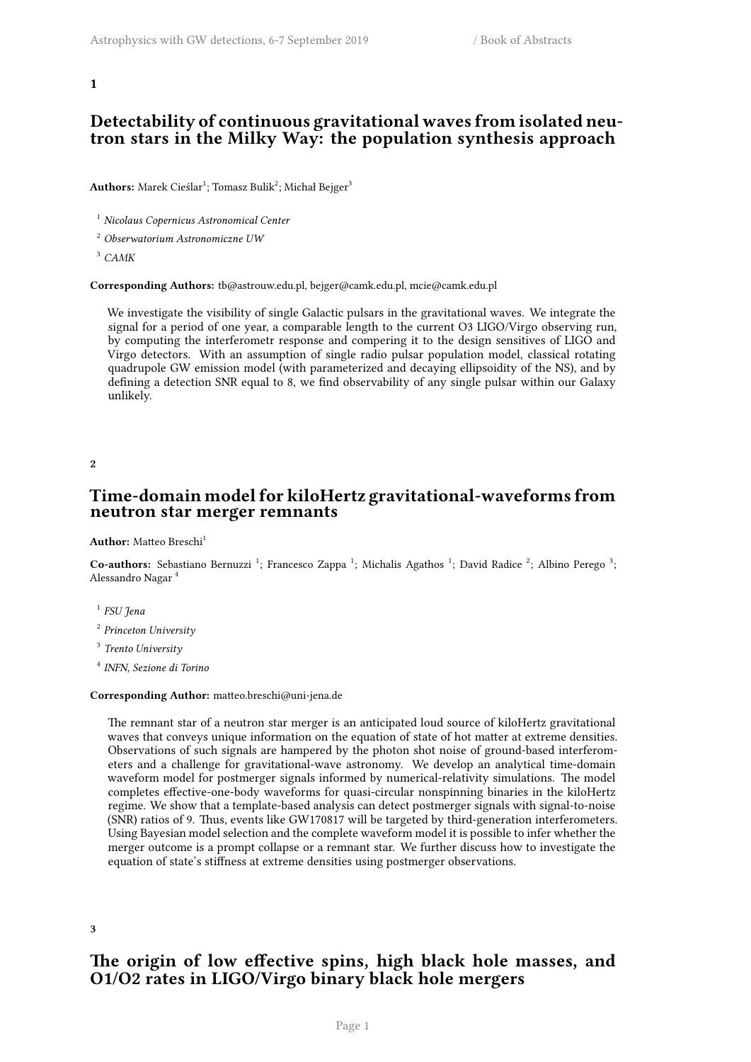**1**

## Detectability of continuous gravitational waves from isolated neutron stars in the Milky Way: the population synthesis approach

**Authors:** Marek Cieślar[1]; Tomasz Bulik[2]; Michał Bejger[3]

[1] *Nicolaus Copernicus Astronomical Center*

[2] *Obserwatorium Astronomiczne UW*

[3] *CAMK*

**Corresponding Authors:** tb@astrouw.edu.pl, bejger@camk.edu.pl, mcie@camk.edu.pl

We investigate the visibility of single Galactic pulsars in the gravitational waves. We integrate the signal for a period of one year, a comparable length to the current O3 LIGO/Virgo observing run, by computing the interferometr response and compering it to the design sensitives of LIGO and Virgo detectors. With an assumption of single radio pulsar population model, classical rotating quadrupole GW emission model (with parameterized and decaying ellipsoidity of the NS), and by defining a detection SNR equal to 8, we find observability of any single pulsar within our Galaxy unlikely.

**2**

## Time-domain model for kiloHertz gravitational-waveforms from neutron star merger remnants

**Author:** Matteo Breschi[1]

**Co-authors:** Sebastiano Bernuzzi [1]; Francesco Zappa [1]; Michalis Agathos [1]; David Radice [2]; Albino Perego [3]; Alessandro Nagar [4]

[1] *FSU Jena*

[2] *Princeton University*

[3] *Trento University*

[4] *INFN, Sezione di Torino*

**Corresponding Author:** matteo.breschi@uni-jena.de

The remnant star of a neutron star merger is an anticipated loud source of kiloHertz gravitational waves that conveys unique information on the equation of state of hot matter at extreme densities. Observations of such signals are hampered by the photon shot noise of ground-based interferometers and a challenge for gravitational-wave astronomy. We develop an analytical time-domain waveform model for postmerger signals informed by numerical-relativity simulations. The model completes effective-one-body waveforms for quasi-circular nonspinning binaries in the kiloHertz regime. We show that a template-based analysis can detect postmerger signals with signal-to-noise (SNR) ratios of 9. Thus, events like GW170817 will be targeted by third-generation interferometers. Using Bayesian model selection and the complete waveform model it is possible to infer whether the merger outcome is a prompt collapse or a remnant star. We further discuss how to investigate the equation of state's stiffness at extreme densities using postmerger observations.

**3**

## The origin of low effective spins, high black hole masses, and O1/O2 rates in LIGO/Virgo binary black hole mergers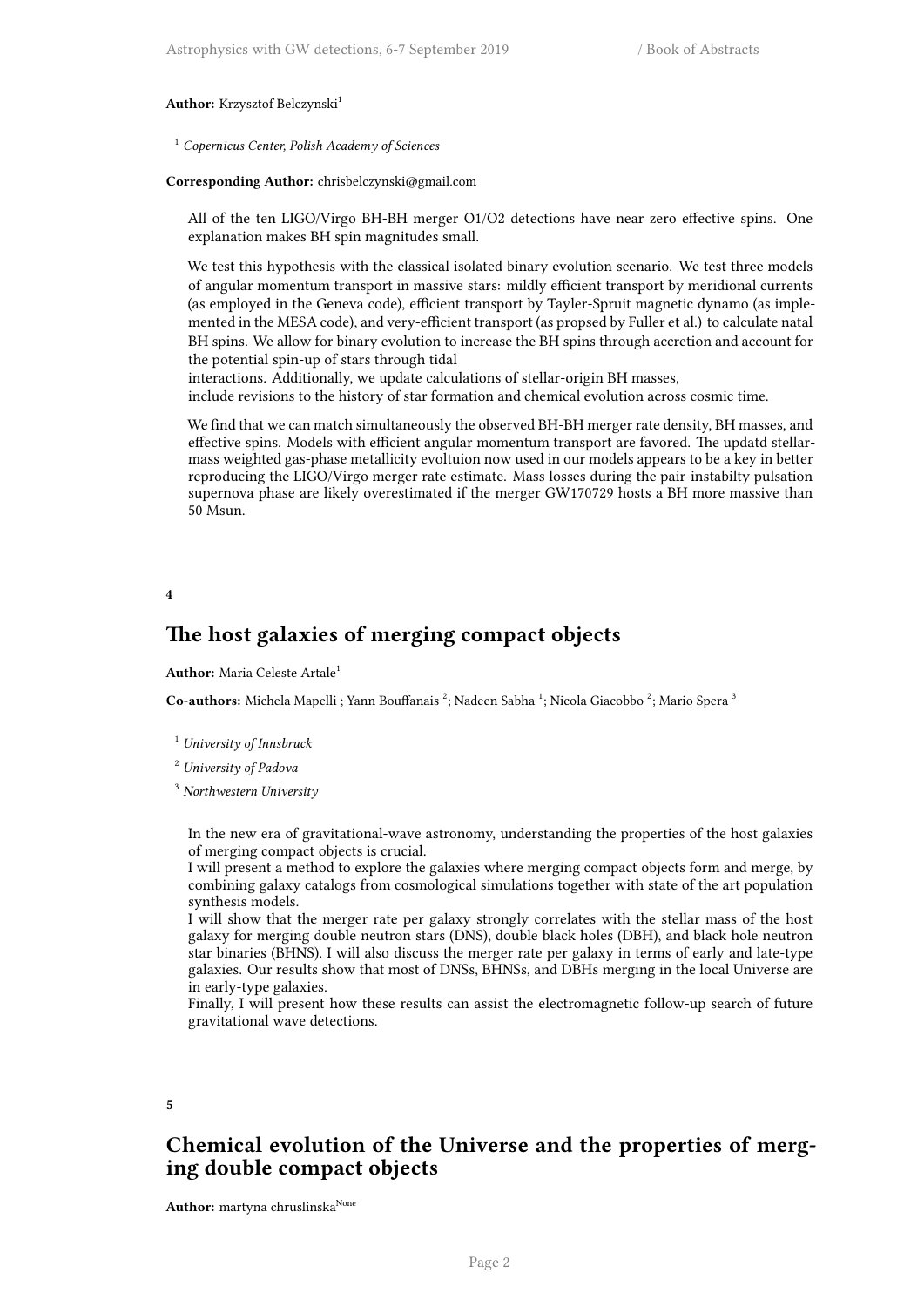**Author:** Krzysztof Belczynski[1]

[1] *Copernicus Center, Polish Academy of Sciences*

**Corresponding Author:** chrisbelczynski@gmail.com

All of the ten LIGO/Virgo BH-BH merger O1/O2 detections have near zero effective spins. One explanation makes BH spin magnitudes small.

We test this hypothesis with the classical isolated binary evolution scenario. We test three models of angular momentum transport in massive stars: mildly efficient transport by meridional currents (as employed in the Geneva code), efficient transport by Tayler-Spruit magnetic dynamo (as implemented in the MESA code), and very-efficient transport (as propsed by Fuller et al.) to calculate natal BH spins. We allow for binary evolution to increase the BH spins through accretion and account for the potential spin-up of stars through tidal
interactions. Additionally, we update calculations of stellar-origin BH masses,
include revisions to the history of star formation and chemical evolution across cosmic time.

We find that we can match simultaneously the observed BH-BH merger rate density, BH masses, and effective spins. Models with efficient angular momentum transport are favored. The updatd stellar-mass weighted gas-phase metallicity evoltuion now used in our models appears to be a key in better reproducing the LIGO/Virgo merger rate estimate. Mass losses during the pair-instabilty pulsation supernova phase are likely overestimated if the merger GW170729 hosts a BH more massive than 50 Msun.

**4**

## The host galaxies of merging compact objects

**Author:** Maria Celeste Artale[1]

**Co-authors:** Michela Mapelli ; Yann Bouffanais [2]; Nadeen Sabha [1]; Nicola Giacobbo [2]; Mario Spera [3]

[1] *University of Innsbruck*

[2] *University of Padova*

[3] *Northwestern University*

In the new era of gravitational-wave astronomy, understanding the properties of the host galaxies of merging compact objects is crucial.
I will present a method to explore the galaxies where merging compact objects form and merge, by combining galaxy catalogs from cosmological simulations together with state of the art population synthesis models.
I will show that the merger rate per galaxy strongly correlates with the stellar mass of the host galaxy for merging double neutron stars (DNS), double black holes (DBH), and black hole neutron star binaries (BHNS). I will also discuss the merger rate per galaxy in terms of early and late-type galaxies. Our results show that most of DNSs, BHNSs, and DBHs merging in the local Universe are in early-type galaxies.
Finally, I will present how these results can assist the electromagnetic follow-up search of future gravitational wave detections.

**5**

## Chemical evolution of the Universe and the properties of merging double compact objects

**Author:** martyna chruslinska[None]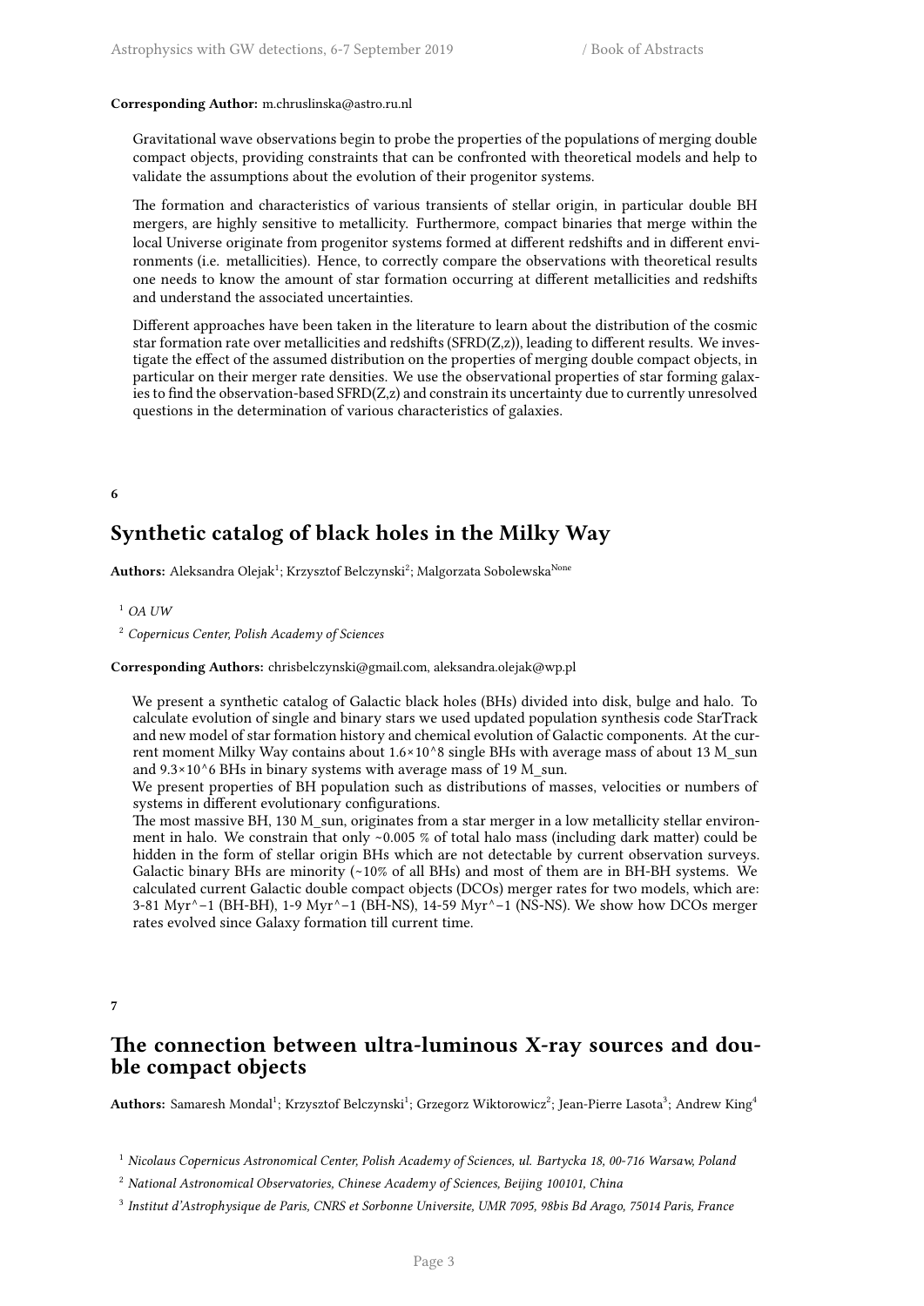**Corresponding Author:** m.chruslinska@astro.ru.nl

Gravitational wave observations begin to probe the properties of the populations of merging double compact objects, providing constraints that can be confronted with theoretical models and help to validate the assumptions about the evolution of their progenitor systems.

The formation and characteristics of various transients of stellar origin, in particular double BH mergers, are highly sensitive to metallicity. Furthermore, compact binaries that merge within the local Universe originate from progenitor systems formed at different redshifts and in different environments (i.e. metallicities). Hence, to correctly compare the observations with theoretical results one needs to know the amount of star formation occurring at different metallicities and redshifts and understand the associated uncertainties.

Different approaches have been taken in the literature to learn about the distribution of the cosmic star formation rate over metallicities and redshifts (SFRD(Z,z)), leading to different results. We investigate the effect of the assumed distribution on the properties of merging double compact objects, in particular on their merger rate densities. We use the observational properties of star forming galaxies to find the observation-based SFRD(Z,z) and constrain its uncertainty due to currently unresolved questions in the determination of various characteristics of galaxies.

**6**

## Synthetic catalog of black holes in the Milky Way

**Authors:** Aleksandra Olejak[1]; Krzysztof Belczynski[2]; Malgorzata Sobolewska[None]

[1] *OA UW*

[2] *Copernicus Center, Polish Academy of Sciences*

**Corresponding Authors:** chrisbelczynski@gmail.com, aleksandra.olejak@wp.pl

We present a synthetic catalog of Galactic black holes (BHs) divided into disk, bulge and halo. To calculate evolution of single and binary stars we used updated population synthesis code StarTrack and new model of star formation history and chemical evolution of Galactic components. At the current moment Milky Way contains about 1.6×10^8 single BHs with average mass of about 13 M_sun and 9.3×10^6 BHs in binary systems with average mass of 19 M_sun.
We present properties of BH population such as distributions of masses, velocities or numbers of systems in different evolutionary configurations.
The most massive BH, 130 M_sun, originates from a star merger in a low metallicity stellar environment in halo. We constrain that only ~0.005 % of total halo mass (including dark matter) could be hidden in the form of stellar origin BHs which are not detectable by current observation surveys. Galactic binary BHs are minority (~10% of all BHs) and most of them are in BH-BH systems. We calculated current Galactic double compact objects (DCOs) merger rates for two models, which are: 3-81 Myr^−1 (BH-BH), 1-9 Myr^−1 (BH-NS), 14-59 Myr^−1 (NS-NS). We show how DCOs merger rates evolved since Galaxy formation till current time.

**7**

## The connection between ultra-luminous X-ray sources and double compact objects

**Authors:** Samaresh Mondal[1]; Krzysztof Belczynski[1]; Grzegorz Wiktorowicz[2]; Jean-Pierre Lasota[3]; Andrew King[4]

[1] *Nicolaus Copernicus Astronomical Center, Polish Academy of Sciences, ul. Bartycka 18, 00-716 Warsaw, Poland*

[2] *National Astronomical Observatories, Chinese Academy of Sciences, Beijing 100101, China*

[3] *Institut d'Astrophysique de Paris, CNRS et Sorbonne Universite, UMR 7095, 98bis Bd Arago, 75014 Paris, France*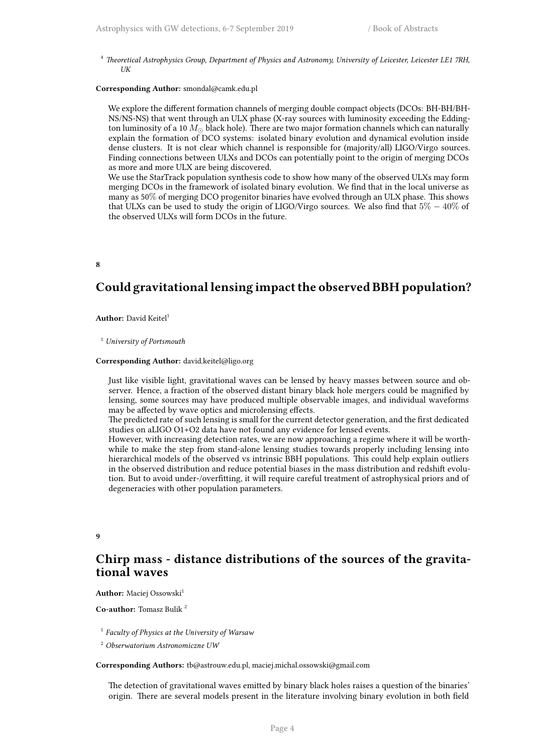[4] *Theoretical Astrophysics Group, Department of Physics and Astronomy, University of Leicester, Leicester LE1 7RH, UK*

**Corresponding Author:** smondal@camk.edu.pl

We explore the different formation channels of merging double compact objects (DCOs: BH-BH/BH-NS/NS-NS) that went through an ULX phase (X-ray sources with luminosity exceeding the Eddington luminosity of a 10 $M_{\odot}$ black hole). There are two major formation channels which can naturally explain the formation of DCO systems: isolated binary evolution and dynamical evolution inside dense clusters. It is not clear which channel is responsible for (majority/all) LIGO/Virgo sources. Finding connections between ULXs and DCOs can potentially point to the origin of merging DCOs as more and more ULX are being discovered.
We use the StarTrack population synthesis code to show how many of the observed ULXs may form merging DCOs in the framework of isolated binary evolution. We find that in the local universe as many as 50% of merging DCO progenitor binaries have evolved through an ULX phase. This shows that ULXs can be used to study the origin of LIGO/Virgo sources. We also find that $5\% - 40\%$ of the observed ULXs will form DCOs in the future.

**8**

## Could gravitational lensing impact the observed BBH population?

**Author:** David Keitel[1]

[1] *University of Portsmouth*

**Corresponding Author:** david.keitel@ligo.org

Just like visible light, gravitational waves can be lensed by heavy masses between source and observer. Hence, a fraction of the observed distant binary black hole mergers could be magnified by lensing, some sources may have produced multiple observable images, and individual waveforms may be affected by wave optics and microlensing effects.
The predicted rate of such lensing is small for the current detector generation, and the first dedicated studies on aLIGO O1+O2 data have not found any evidence for lensed events.
However, with increasing detection rates, we are now approaching a regime where it will be worthwhile to make the step from stand-alone lensing studies towards properly including lensing into hierarchical models of the observed vs intrinsic BBH populations. This could help explain outliers in the observed distribution and reduce potential biases in the mass distribution and redshift evolution. But to avoid under-/overfitting, it will require careful treatment of astrophysical priors and of degeneracies with other population parameters.

**9**

## Chirp mass - distance distributions of the sources of the gravitational waves

**Author:** Maciej Ossowski[1]

**Co-author:** Tomasz Bulik [2]

[1] *Faculty of Physics at the University of Warsaw*

[2] *Obserwatorium Astronomiczne UW*

**Corresponding Authors:** tb@astrouw.edu.pl, maciej.michal.ossowski@gmail.com

The detection of gravitational waves emitted by binary black holes raises a question of the binaries' origin. There are several models present in the literature involving binary evolution in both field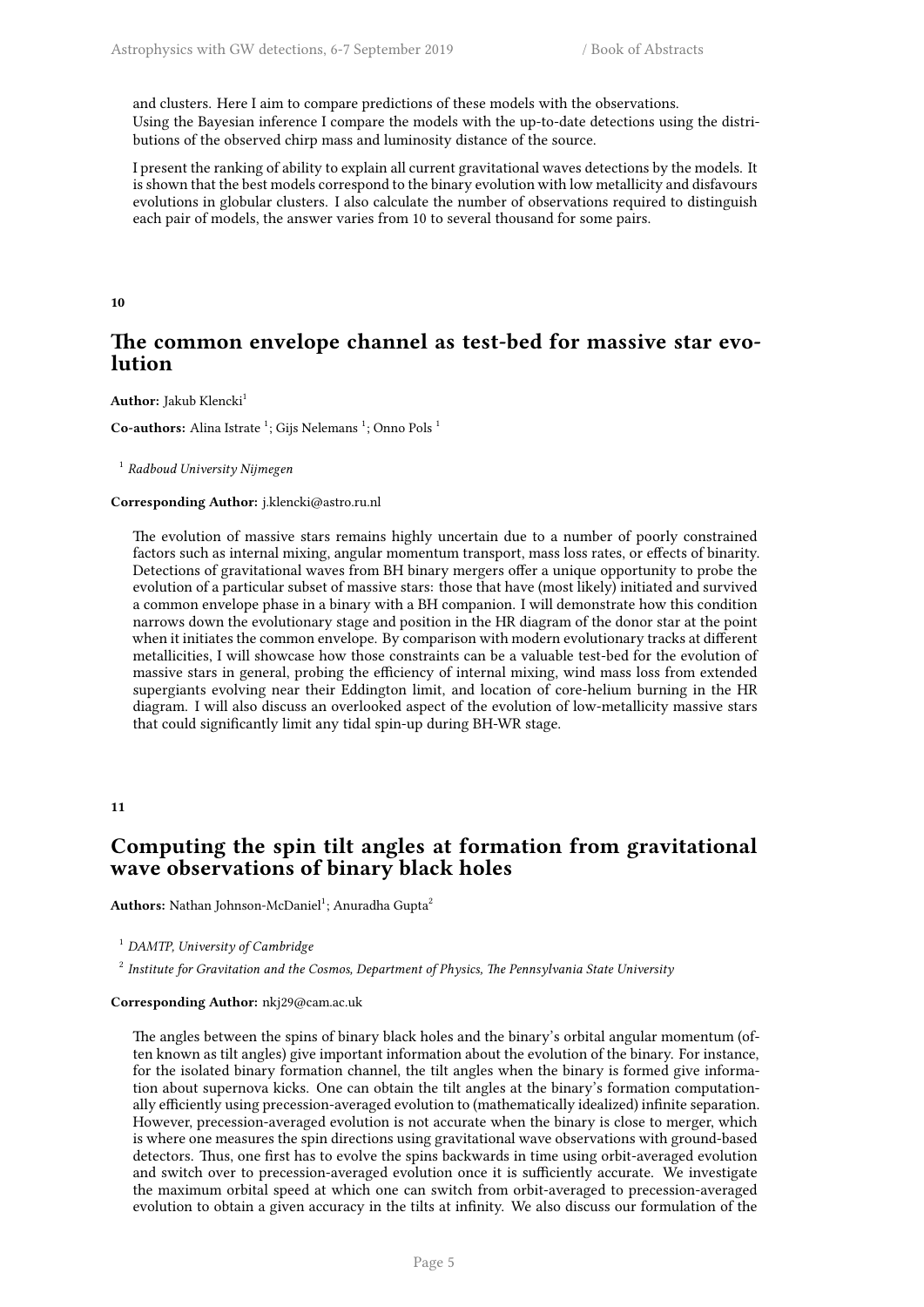and clusters. Here I aim to compare predictions of these models with the observations.
Using the Bayesian inference I compare the models with the up-to-date detections using the distributions of the observed chirp mass and luminosity distance of the source.

I present the ranking of ability to explain all current gravitational waves detections by the models. It is shown that the best models correspond to the binary evolution with low metallicity and disfavours evolutions in globular clusters. I also calculate the number of observations required to distinguish each pair of models, the answer varies from 10 to several thousand for some pairs.

**10**

## The common envelope channel as test-bed for massive star evolution

**Author:** Jakub Klencki[1]

**Co-authors:** Alina Istrate [1]; Gijs Nelemans [1]; Onno Pols [1]

[1] *Radboud University Nijmegen*

**Corresponding Author:** j.klencki@astro.ru.nl

The evolution of massive stars remains highly uncertain due to a number of poorly constrained factors such as internal mixing, angular momentum transport, mass loss rates, or effects of binarity. Detections of gravitational waves from BH binary mergers offer a unique opportunity to probe the evolution of a particular subset of massive stars: those that have (most likely) initiated and survived a common envelope phase in a binary with a BH companion. I will demonstrate how this condition narrows down the evolutionary stage and position in the HR diagram of the donor star at the point when it initiates the common envelope. By comparison with modern evolutionary tracks at different metallicities, I will showcase how those constraints can be a valuable test-bed for the evolution of massive stars in general, probing the efficiency of internal mixing, wind mass loss from extended supergiants evolving near their Eddington limit, and location of core-helium burning in the HR diagram. I will also discuss an overlooked aspect of the evolution of low-metallicity massive stars that could significantly limit any tidal spin-up during BH-WR stage.

**11**

## Computing the spin tilt angles at formation from gravitational wave observations of binary black holes

**Authors:** Nathan Johnson-McDaniel[1]; Anuradha Gupta[2]

[1] *DAMTP, University of Cambridge*

[2] *Institute for Gravitation and the Cosmos, Department of Physics, The Pennsylvania State University*

**Corresponding Author:** nkj29@cam.ac.uk

The angles between the spins of binary black holes and the binary's orbital angular momentum (often known as tilt angles) give important information about the evolution of the binary. For instance, for the isolated binary formation channel, the tilt angles when the binary is formed give information about supernova kicks. One can obtain the tilt angles at the binary's formation computationally efficiently using precession-averaged evolution to (mathematically idealized) infinite separation. However, precession-averaged evolution is not accurate when the binary is close to merger, which is where one measures the spin directions using gravitational wave observations with ground-based detectors. Thus, one first has to evolve the spins backwards in time using orbit-averaged evolution and switch over to precession-averaged evolution once it is sufficiently accurate. We investigate the maximum orbital speed at which one can switch from orbit-averaged to precession-averaged evolution to obtain a given accuracy in the tilts at infinity. We also discuss our formulation of the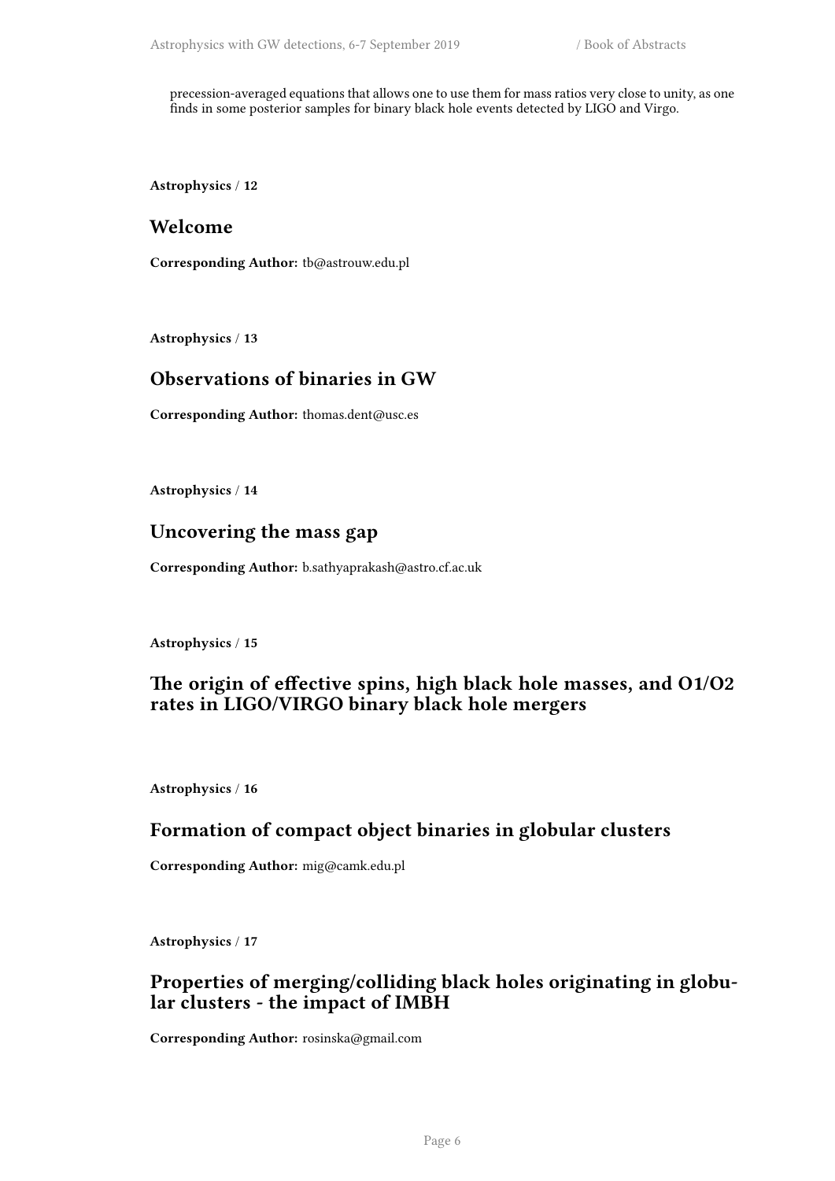precession-averaged equations that allows one to use them for mass ratios very close to unity, as one finds in some posterior samples for binary black hole events detected by LIGO and Virgo.

**Astrophysics** / **12**

## Welcome

**Corresponding Author:** tb@astrouw.edu.pl

**Astrophysics** / **13**

## Observations of binaries in GW

**Corresponding Author:** thomas.dent@usc.es

**Astrophysics** / **14**

## Uncovering the mass gap

**Corresponding Author:** b.sathyaprakash@astro.cf.ac.uk

**Astrophysics** / **15**

## The origin of effective spins, high black hole masses, and O1/O2 rates in LIGO/VIRGO binary black hole mergers

**Astrophysics** / **16**

## Formation of compact object binaries in globular clusters

**Corresponding Author:** mig@camk.edu.pl

**Astrophysics** / **17**

## Properties of merging/colliding black holes originating in globular clusters - the impact of IMBH

**Corresponding Author:** rosinska@gmail.com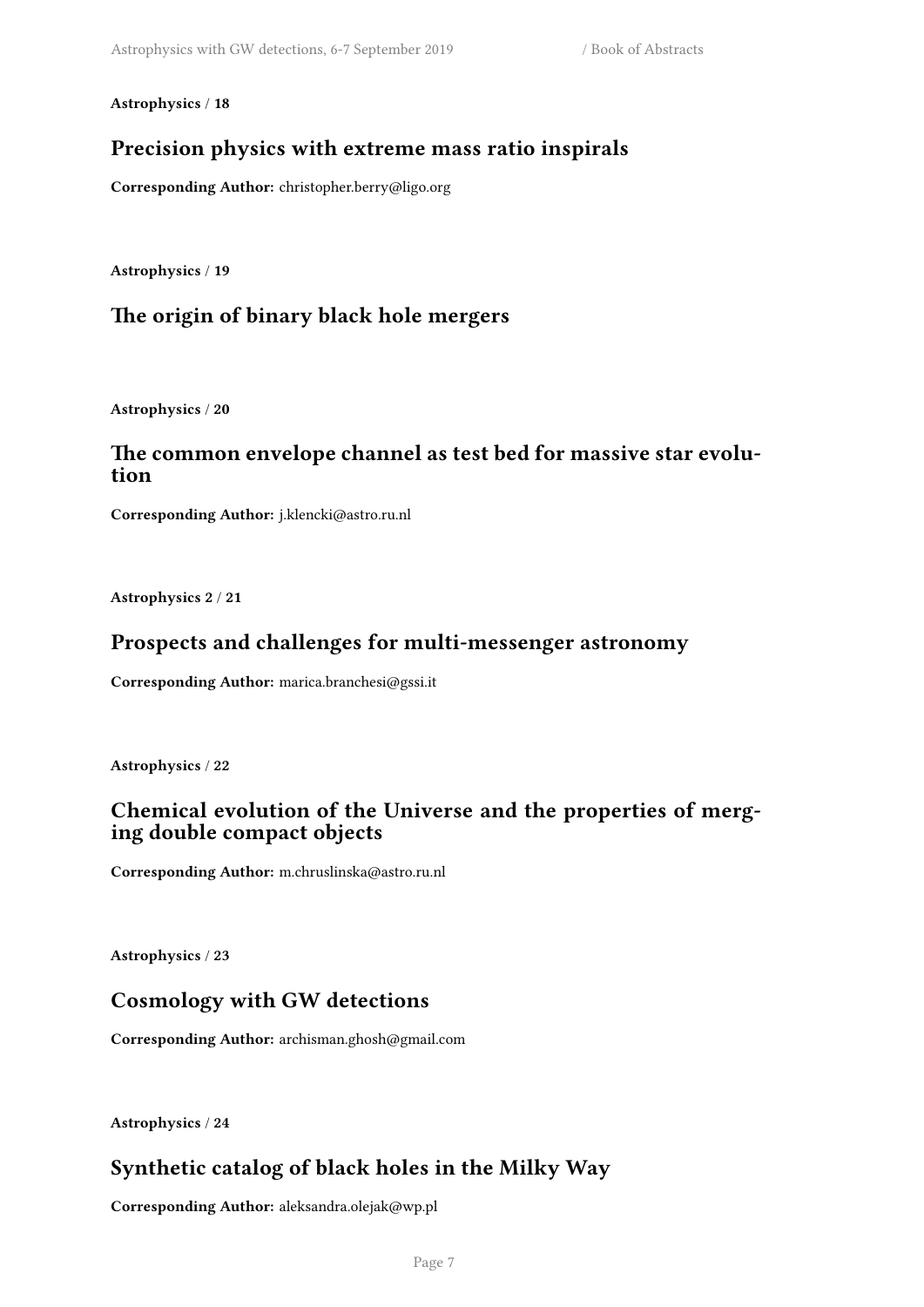**Astrophysics** / **18**

## Precision physics with extreme mass ratio inspirals

**Corresponding Author:** christopher.berry@ligo.org

**Astrophysics** / **19**

## The origin of binary black hole mergers

**Astrophysics** / **20**

## The common envelope channel as test bed for massive star evolution

**Corresponding Author:** j.klencki@astro.ru.nl

**Astrophysics 2** / **21**

## Prospects and challenges for multi-messenger astronomy

**Corresponding Author:** marica.branchesi@gssi.it

**Astrophysics** / **22**

## Chemical evolution of the Universe and the properties of merging double compact objects

**Corresponding Author:** m.chruslinska@astro.ru.nl

**Astrophysics** / **23**

## Cosmology with GW detections

**Corresponding Author:** archisman.ghosh@gmail.com

**Astrophysics** / **24**

## Synthetic catalog of black holes in the Milky Way

**Corresponding Author:** aleksandra.olejak@wp.pl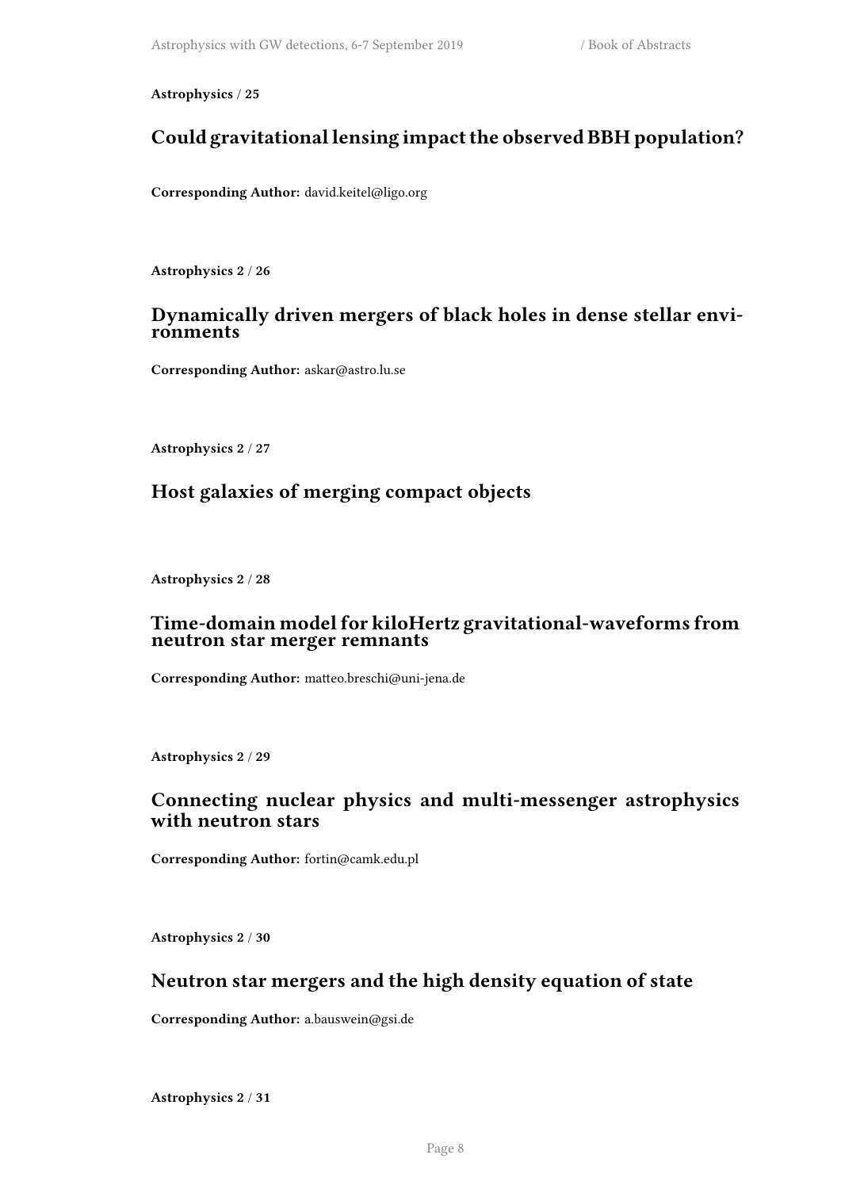**Astrophysics / 25**

## Could gravitational lensing impact the observed BBH population?

**Corresponding Author:** david.keitel@ligo.org

**Astrophysics 2 / 26**

## Dynamically driven mergers of black holes in dense stellar environments

**Corresponding Author:** askar@astro.lu.se

**Astrophysics 2 / 27**

## Host galaxies of merging compact objects

**Astrophysics 2 / 28**

## Time-domain model for kiloHertz gravitational-waveforms from neutron star merger remnants

**Corresponding Author:** matteo.breschi@uni-jena.de

**Astrophysics 2 / 29**

## Connecting nuclear physics and multi-messenger astrophysics with neutron stars

**Corresponding Author:** fortin@camk.edu.pl

**Astrophysics 2 / 30**

## Neutron star mergers and the high density equation of state

**Corresponding Author:** a.bauswein@gsi.de

**Astrophysics 2 / 31**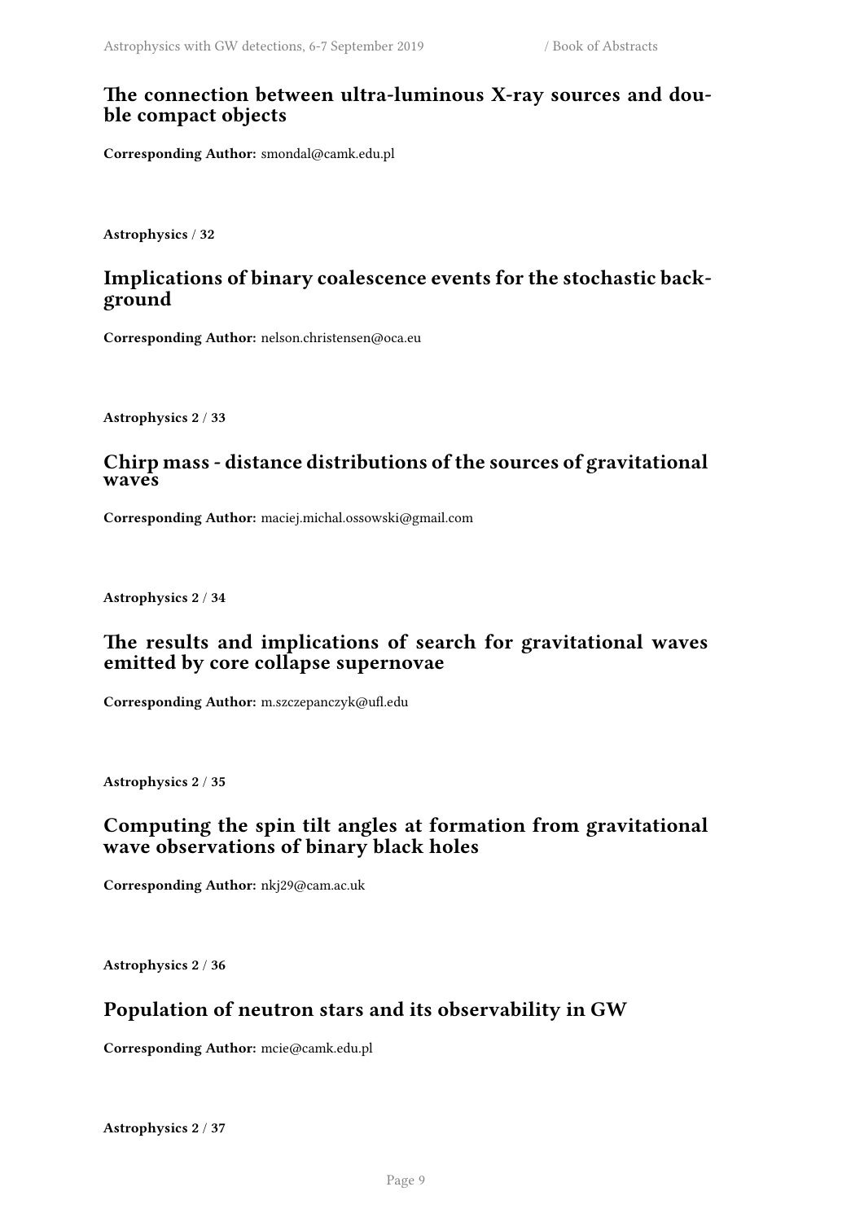## The connection between ultra-luminous X-ray sources and double compact objects

**Corresponding Author:** smondal@camk.edu.pl

**Astrophysics** / **32**

## Implications of binary coalescence events for the stochastic background

**Corresponding Author:** nelson.christensen@oca.eu

**Astrophysics 2** / **33**

## Chirp mass - distance distributions of the sources of gravitational waves

**Corresponding Author:** maciej.michal.ossowski@gmail.com

**Astrophysics 2** / **34**

## The results and implications of search for gravitational waves emitted by core collapse supernovae

**Corresponding Author:** m.szczepanczyk@ufl.edu

**Astrophysics 2** / **35**

## Computing the spin tilt angles at formation from gravitational wave observations of binary black holes

**Corresponding Author:** nkj29@cam.ac.uk

**Astrophysics 2** / **36**

## Population of neutron stars and its observability in GW

**Corresponding Author:** mcie@camk.edu.pl

**Astrophysics 2** / **37**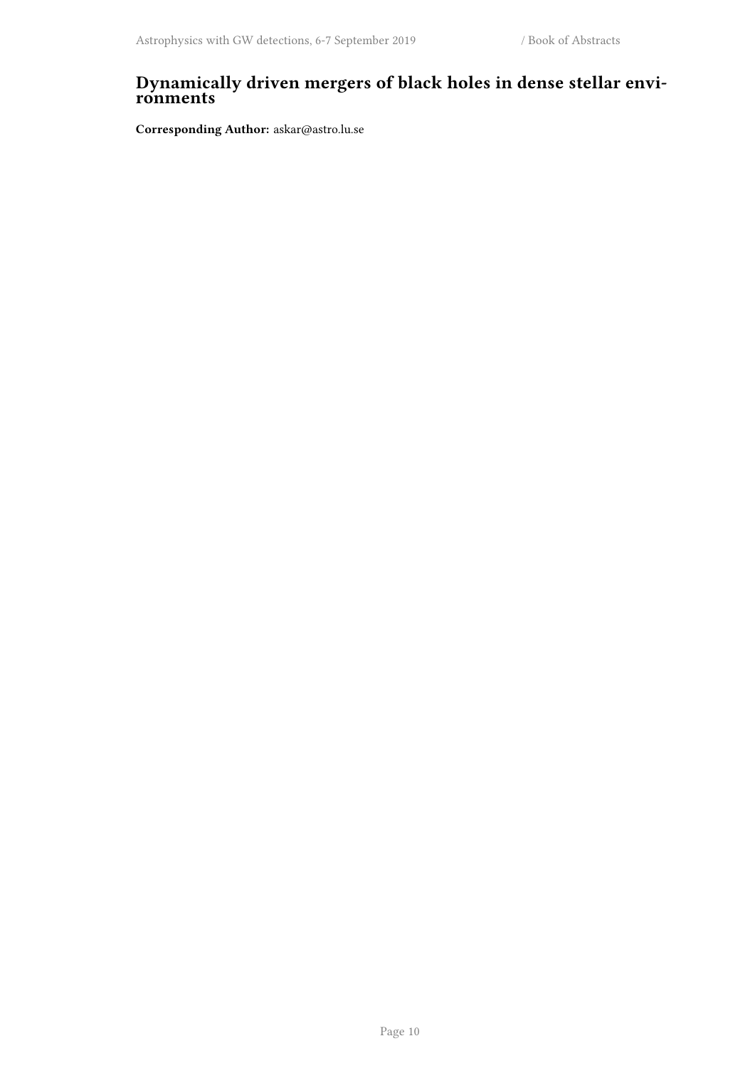## Dynamically driven mergers of black holes in dense stellar environments

**Corresponding Author:** askar@astro.lu.se